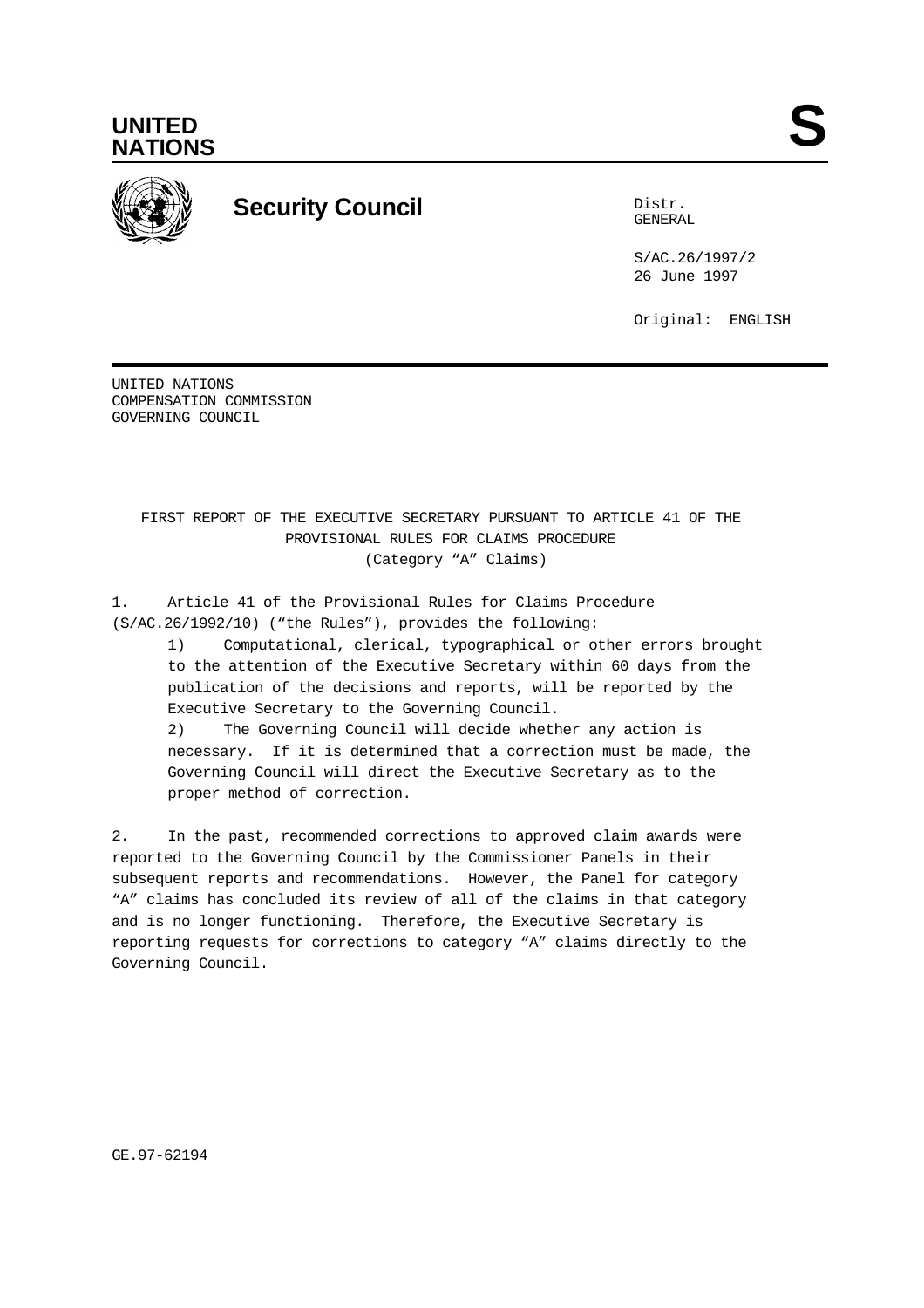# UNITED NATIONS

**S**

## Security Council

Distr.
GENERAL

S/AC.26/1997/2
26 June 1997

Original: ENGLISH

UNITED NATIONS
COMPENSATION COMMISSION
GOVERNING COUNCIL

### FIRST REPORT OF THE EXECUTIVE SECRETARY PURSUANT TO ARTICLE 41 OF THE PROVISIONAL RULES FOR CLAIMS PROCEDURE (Category "A" Claims)

1. Article 41 of the Provisional Rules for Claims Procedure (S/AC.26/1992/10) ("the Rules"), provides the following:

> 1) Computational, clerical, typographical or other errors brought to the attention of the Executive Secretary within 60 days from the publication of the decisions and reports, will be reported by the Executive Secretary to the Governing Council.
>
> 2) The Governing Council will decide whether any action is necessary. If it is determined that a correction must be made, the Governing Council will direct the Executive Secretary as to the proper method of correction.

2. In the past, recommended corrections to approved claim awards were reported to the Governing Council by the Commissioner Panels in their subsequent reports and recommendations. However, the Panel for category "A" claims has concluded its review of all of the claims in that category and is no longer functioning. Therefore, the Executive Secretary is reporting requests for corrections to category "A" claims directly to the Governing Council.

GE.97-62194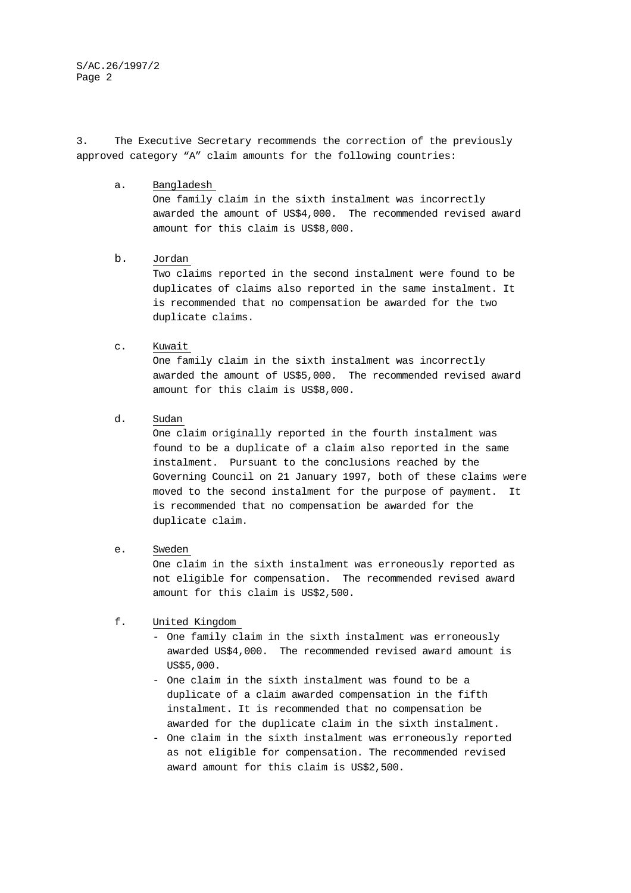3. The Executive Secretary recommends the correction of the previously approved category "A" claim amounts for the following countries:

a. Bangladesh

One family claim in the sixth instalment was incorrectly awarded the amount of US$4,000. The recommended revised award amount for this claim is US$8,000.

b. Jordan

Two claims reported in the second instalment were found to be duplicates of claims also reported in the same instalment. It is recommended that no compensation be awarded for the two duplicate claims.

c. Kuwait

One family claim in the sixth instalment was incorrectly awarded the amount of US$5,000. The recommended revised award amount for this claim is US$8,000.

d. Sudan

One claim originally reported in the fourth instalment was found to be a duplicate of a claim also reported in the same instalment. Pursuant to the conclusions reached by the Governing Council on 21 January 1997, both of these claims were moved to the second instalment for the purpose of payment. It is recommended that no compensation be awarded for the duplicate claim.

e. Sweden

One claim in the sixth instalment was erroneously reported as not eligible for compensation. The recommended revised award amount for this claim is US$2,500.

f. United Kingdom

- One family claim in the sixth instalment was erroneously awarded US$4,000. The recommended revised award amount is US$5,000.
- One claim in the sixth instalment was found to be a duplicate of a claim awarded compensation in the fifth instalment. It is recommended that no compensation be awarded for the duplicate claim in the sixth instalment.
- One claim in the sixth instalment was erroneously reported as not eligible for compensation. The recommended revised award amount for this claim is US$2,500.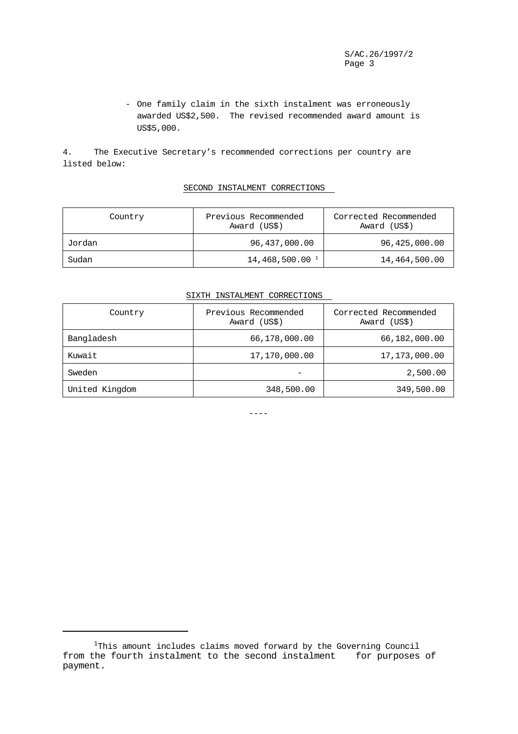- One family claim in the sixth instalment was erroneously awarded US$2,500. The revised recommended award amount is US$5,000.

4. The Executive Secretary's recommended corrections per country are listed below:

SECOND INSTALMENT CORRECTIONS

| Country | Previous Recommended Award (US$) | Corrected Recommended Award (US$) |
|---|---|---|
| Jordan | 96,437,000.00 | 96,425,000.00 |
| Sudan | 14,468,500.00 [1] | 14,464,500.00 |

SIXTH INSTALMENT CORRECTIONS

| Country | Previous Recommended Award (US$) | Corrected Recommended Award (US$) |
|---|---|---|
| Bangladesh | 66,178,000.00 | 66,182,000.00 |
| Kuwait | 17,170,000.00 | 17,173,000.00 |
| Sweden | - | 2,500.00 |
| United Kingdom | 348,500.00 | 349,500.00 |

----

[1] This amount includes claims moved forward by the Governing Council from the fourth instalment to the second instalment for purposes of payment.